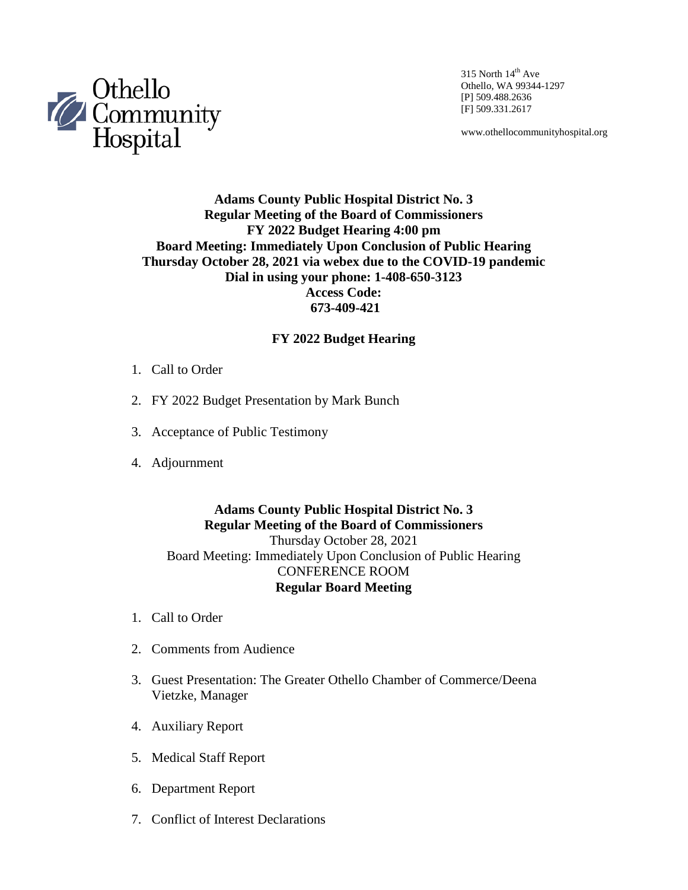Othello Community Hospital

315 North 14th Ave
Othello, WA 99344-1297
[P] 509.488.2636
[F] 509.331.2617

www.othellocommunityhospital.org

**Adams County Public Hospital District No. 3**
**Regular Meeting of the Board of Commissioners**
**FY 2022 Budget Hearing 4:00 pm**
**Board Meeting: Immediately Upon Conclusion of Public Hearing**
**Thursday October 28, 2021 via webex due to the COVID-19 pandemic**
**Dial in using your phone: 1-408-650-3123**
**Access Code:**
**673-409-421**

## FY 2022 Budget Hearing

1. Call to Order
2. FY 2022 Budget Presentation by Mark Bunch
3. Acceptance of Public Testimony
4. Adjournment

**Adams County Public Hospital District No. 3**
**Regular Meeting of the Board of Commissioners**
Thursday October 28, 2021
Board Meeting: Immediately Upon Conclusion of Public Hearing
CONFERENCE ROOM
**Regular Board Meeting**

1. Call to Order
2. Comments from Audience
3. Guest Presentation: The Greater Othello Chamber of Commerce/Deena Vietzke, Manager
4. Auxiliary Report
5. Medical Staff Report
6. Department Report
7. Conflict of Interest Declarations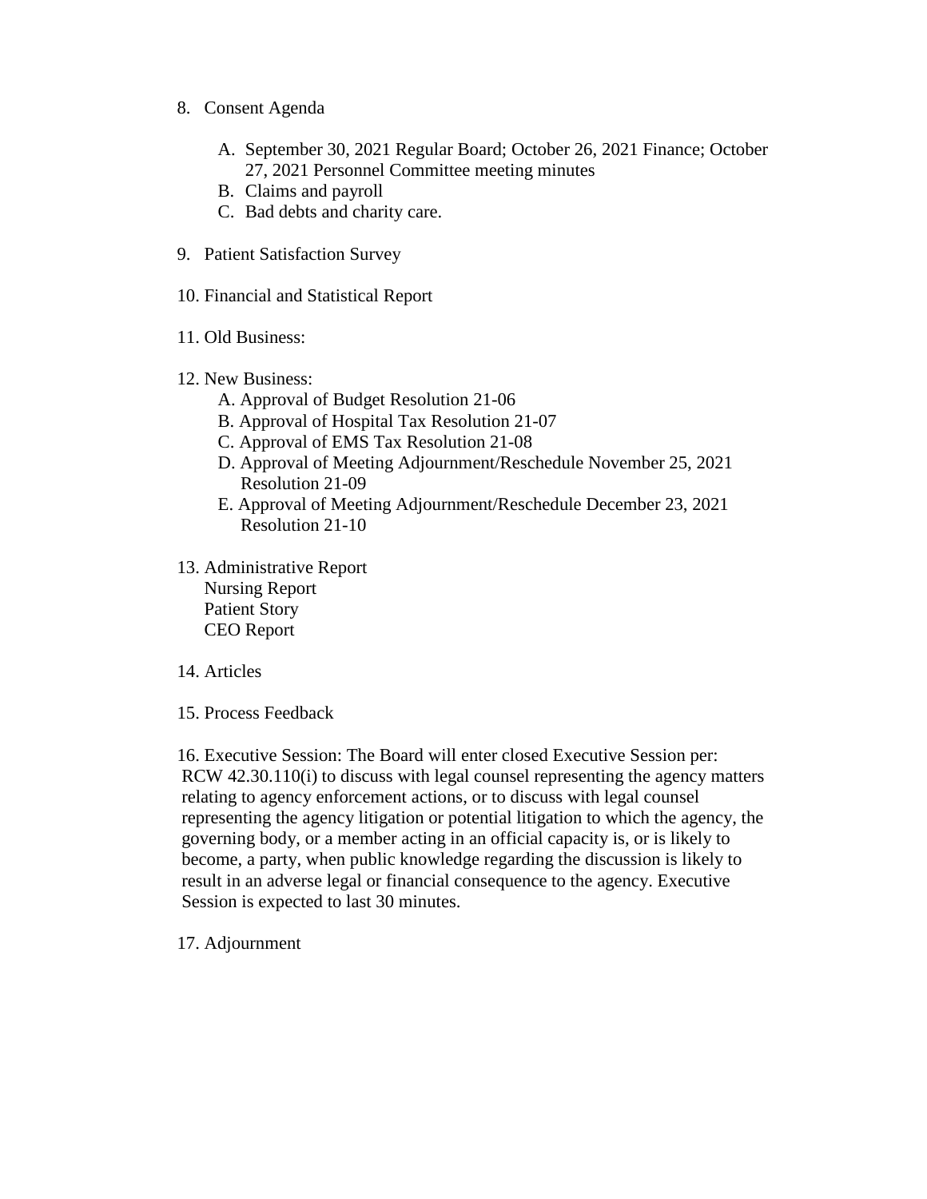8. Consent Agenda

    A. September 30, 2021 Regular Board; October 26, 2021 Finance; October 27, 2021 Personnel Committee meeting minutes
    B. Claims and payroll
    C. Bad debts and charity care.

9. Patient Satisfaction Survey

10. Financial and Statistical Report

11. Old Business:

12. New Business:
    A. Approval of Budget Resolution 21-06
    B. Approval of Hospital Tax Resolution 21-07
    C. Approval of EMS Tax Resolution 21-08
    D. Approval of Meeting Adjournment/Reschedule November 25, 2021 Resolution 21-09
    E. Approval of Meeting Adjournment/Reschedule December 23, 2021 Resolution 21-10

13. Administrative Report
    Nursing Report
    Patient Story
    CEO Report

14. Articles

15. Process Feedback

16. Executive Session: The Board will enter closed Executive Session per: RCW 42.30.110(i) to discuss with legal counsel representing the agency matters relating to agency enforcement actions, or to discuss with legal counsel representing the agency litigation or potential litigation to which the agency, the governing body, or a member acting in an official capacity is, or is likely to become, a party, when public knowledge regarding the discussion is likely to result in an adverse legal or financial consequence to the agency. Executive Session is expected to last 30 minutes.

17. Adjournment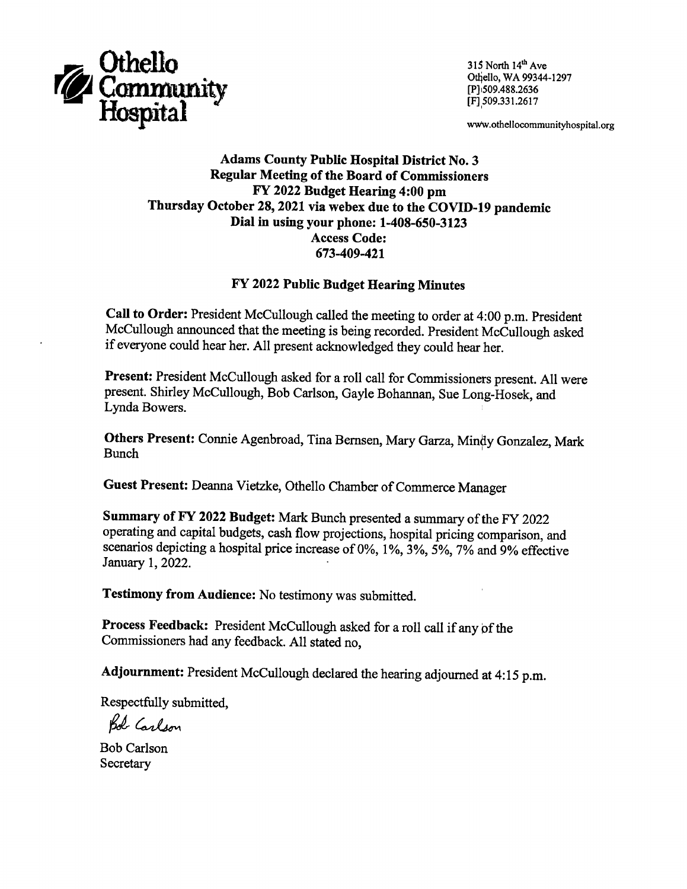**Othello Community Hospital**

315 North 14th Ave
Othello, WA 99344-1297
[P] 509.488.2636
[F] 509.331.2617

www.othellocommunityhospital.org

## Adams County Public Hospital District No. 3
## Regular Meeting of the Board of Commissioners
## FY 2022 Budget Hearing 4:00 pm
## Thursday October 28, 2021 via webex due to the COVID-19 pandemic
## Dial in using your phone: 1-408-650-3123
## Access Code:
## 673-409-421

### FY 2022 Public Budget Hearing Minutes

**Call to Order:** President McCullough called the meeting to order at 4:00 p.m. President McCullough announced that the meeting is being recorded. President McCullough asked if everyone could hear her. All present acknowledged they could hear her.

**Present:** President McCullough asked for a roll call for Commissioners present. All were present. Shirley McCullough, Bob Carlson, Gayle Bohannan, Sue Long-Hosek, and Lynda Bowers.

**Others Present:** Connie Agenbroad, Tina Bernsen, Mary Garza, Mindy Gonzalez, Mark Bunch

**Guest Present:** Deanna Vietzke, Othello Chamber of Commerce Manager

**Summary of FY 2022 Budget:** Mark Bunch presented a summary of the FY 2022 operating and capital budgets, cash flow projections, hospital pricing comparison, and scenarios depicting a hospital price increase of 0%, 1%, 3%, 5%, 7% and 9% effective January 1, 2022.

**Testimony from Audience:** No testimony was submitted.

**Process Feedback:** President McCullough asked for a roll call if any of the Commissioners had any feedback. All stated no,

**Adjournment:** President McCullough declared the hearing adjourned at 4:15 p.m.

Respectfully submitted,

Bob Carlson

Bob Carlson
Secretary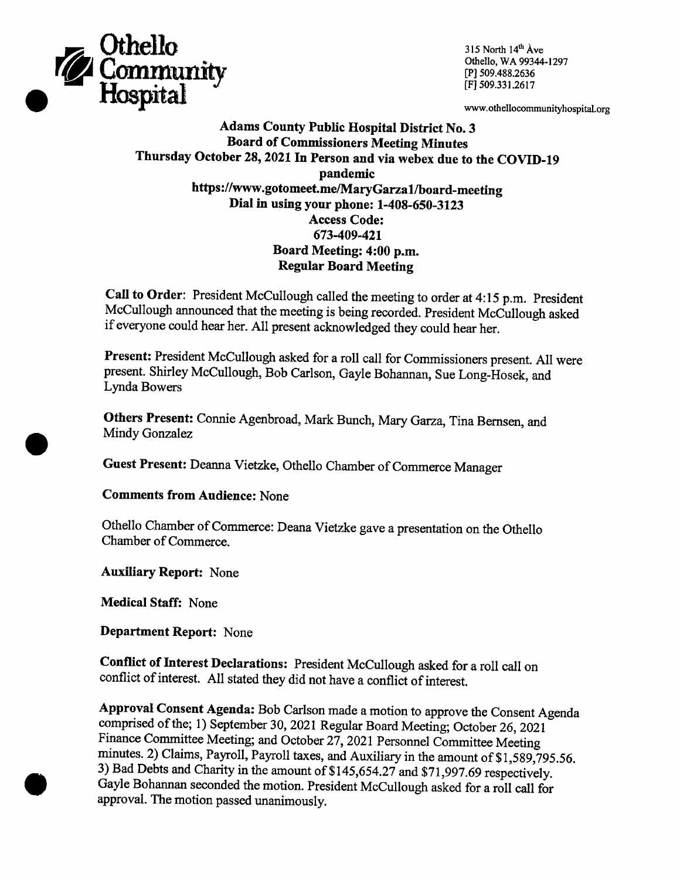**Othello Community Hospital**

315 North 14th Ave
Othello, WA 99344-1297
[P] 509.488.2636
[F] 509.331.2617

www.othellocommunityhospital.org

# Adams County Public Hospital District No. 3
## Board of Commissioners Meeting Minutes
### Thursday October 28, 2021 In Person and via webex due to the COVID-19 pandemic
### https://www.gotomeet.me/MaryGarza1/board-meeting
### Dial in using your phone: 1-408-650-3123
### Access Code: 673-409-421
### Board Meeting: 4:00 p.m.
### Regular Board Meeting

**Call to Order**: President McCullough called the meeting to order at 4:15 p.m. President McCullough announced that the meeting is being recorded. President McCullough asked if everyone could hear her. All present acknowledged they could hear her.

**Present:** President McCullough asked for a roll call for Commissioners present. All were present. Shirley McCullough, Bob Carlson, Gayle Bohannan, Sue Long-Hosek, and Lynda Bowers

**Others Present:** Connie Agenbroad, Mark Bunch, Mary Garza, Tina Bernsen, and Mindy Gonzalez

**Guest Present:** Deanna Vietzke, Othello Chamber of Commerce Manager

**Comments from Audience:** None

Othello Chamber of Commerce: Deana Vietzke gave a presentation on the Othello Chamber of Commerce.

**Auxiliary Report:** None

**Medical Staff:** None

**Department Report:** None

**Conflict of Interest Declarations:** President McCullough asked for a roll call on conflict of interest. All stated they did not have a conflict of interest.

**Approval Consent Agenda:** Bob Carlson made a motion to approve the Consent Agenda comprised of the; 1) September 30, 2021 Regular Board Meeting; October 26, 2021 Finance Committee Meeting; and October 27, 2021 Personnel Committee Meeting minutes. 2) Claims, Payroll, Payroll taxes, and Auxiliary in the amount of $1,589,795.56. 3) Bad Debts and Charity in the amount of $145,654.27 and $71,997.69 respectively. Gayle Bohannan seconded the motion. President McCullough asked for a roll call for approval. The motion passed unanimously.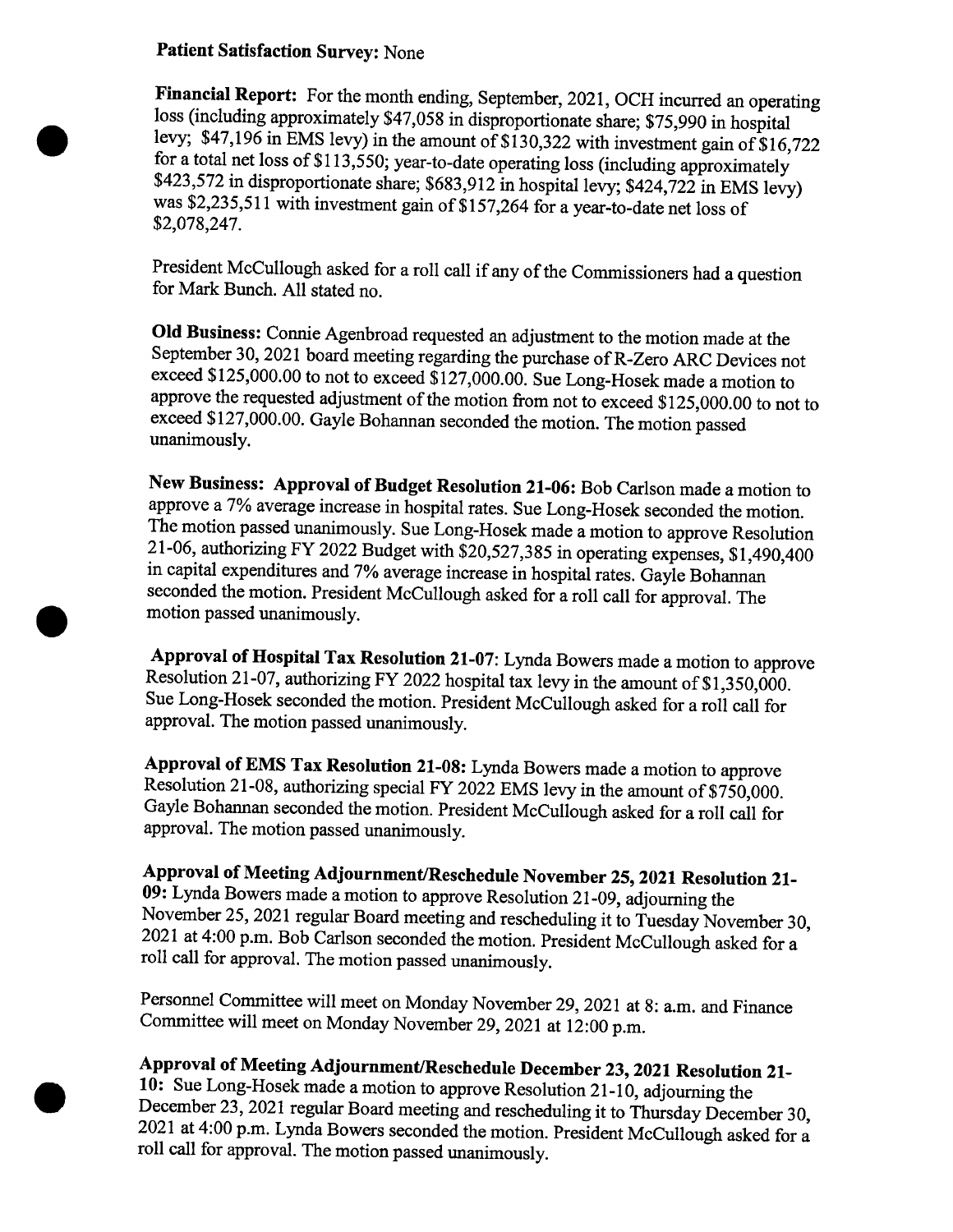**Patient Satisfaction Survey:** None

**Financial Report:** For the month ending, September, 2021, OCH incurred an operating loss (including approximately $47,058 in disproportionate share; $75,990 in hospital levy; $47,196 in EMS levy) in the amount of $130,322 with investment gain of $16,722 for a total net loss of $113,550; year-to-date operating loss (including approximately $423,572 in disproportionate share; $683,912 in hospital levy; $424,722 in EMS levy) was $2,235,511 with investment gain of $157,264 for a year-to-date net loss of $2,078,247.

President McCullough asked for a roll call if any of the Commissioners had a question for Mark Bunch. All stated no.

**Old Business:** Connie Agenbroad requested an adjustment to the motion made at the September 30, 2021 board meeting regarding the purchase of R-Zero ARC Devices not exceed $125,000.00 to not to exceed $127,000.00. Sue Long-Hosek made a motion to approve the requested adjustment of the motion from not to exceed $125,000.00 to not to exceed $127,000.00. Gayle Bohannan seconded the motion. The motion passed unanimously.

**New Business: Approval of Budget Resolution 21-06:** Bob Carlson made a motion to approve a 7% average increase in hospital rates. Sue Long-Hosek seconded the motion. The motion passed unanimously. Sue Long-Hosek made a motion to approve Resolution 21-06, authorizing FY 2022 Budget with $20,527,385 in operating expenses, $1,490,400 in capital expenditures and 7% average increase in hospital rates. Gayle Bohannan seconded the motion. President McCullough asked for a roll call for approval. The motion passed unanimously.

**Approval of Hospital Tax Resolution 21-07**: Lynda Bowers made a motion to approve Resolution 21-07, authorizing FY 2022 hospital tax levy in the amount of $1,350,000. Sue Long-Hosek seconded the motion. President McCullough asked for a roll call for approval. The motion passed unanimously.

**Approval of EMS Tax Resolution 21-08:** Lynda Bowers made a motion to approve Resolution 21-08, authorizing special FY 2022 EMS levy in the amount of $750,000. Gayle Bohannan seconded the motion. President McCullough asked for a roll call for approval. The motion passed unanimously.

**Approval of Meeting Adjournment/Reschedule November 25, 2021 Resolution 21-09:** Lynda Bowers made a motion to approve Resolution 21-09, adjourning the November 25, 2021 regular Board meeting and rescheduling it to Tuesday November 30, 2021 at 4:00 p.m. Bob Carlson seconded the motion. President McCullough asked for a roll call for approval. The motion passed unanimously.

Personnel Committee will meet on Monday November 29, 2021 at 8: a.m. and Finance Committee will meet on Monday November 29, 2021 at 12:00 p.m.

**Approval of Meeting Adjournment/Reschedule December 23, 2021 Resolution 21-10:** Sue Long-Hosek made a motion to approve Resolution 21-10, adjourning the December 23, 2021 regular Board meeting and rescheduling it to Thursday December 30, 2021 at 4:00 p.m. Lynda Bowers seconded the motion. President McCullough asked for a roll call for approval. The motion passed unanimously.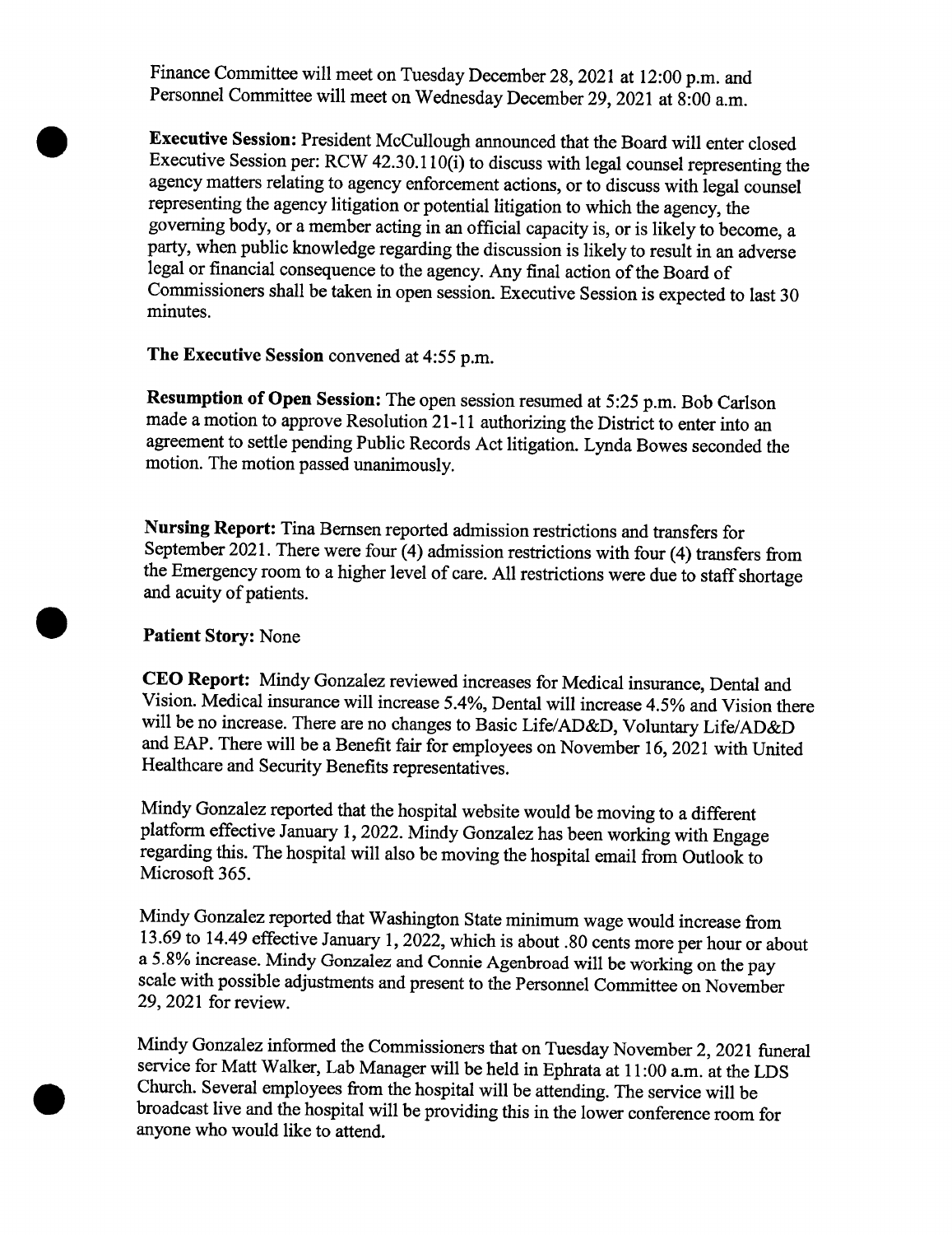Finance Committee will meet on Tuesday December 28, 2021 at 12:00 p.m. and Personnel Committee will meet on Wednesday December 29, 2021 at 8:00 a.m.

**Executive Session:** President McCullough announced that the Board will enter closed Executive Session per: RCW 42.30.110(i) to discuss with legal counsel representing the agency matters relating to agency enforcement actions, or to discuss with legal counsel representing the agency litigation or potential litigation to which the agency, the governing body, or a member acting in an official capacity is, or is likely to become, a party, when public knowledge regarding the discussion is likely to result in an adverse legal or financial consequence to the agency. Any final action of the Board of Commissioners shall be taken in open session. Executive Session is expected to last 30 minutes.

**The Executive Session** convened at 4:55 p.m.

**Resumption of Open Session:** The open session resumed at 5:25 p.m. Bob Carlson made a motion to approve Resolution 21-11 authorizing the District to enter into an agreement to settle pending Public Records Act litigation. Lynda Bowes seconded the motion. The motion passed unanimously.

**Nursing Report:** Tina Bernsen reported admission restrictions and transfers for September 2021. There were four (4) admission restrictions with four (4) transfers from the Emergency room to a higher level of care. All restrictions were due to staff shortage and acuity of patients.

**Patient Story:** None

**CEO Report:** Mindy Gonzalez reviewed increases for Medical insurance, Dental and Vision. Medical insurance will increase 5.4%, Dental will increase 4.5% and Vision there will be no increase. There are no changes to Basic Life/AD&D, Voluntary Life/AD&D and EAP. There will be a Benefit fair for employees on November 16, 2021 with United Healthcare and Security Benefits representatives.

Mindy Gonzalez reported that the hospital website would be moving to a different platform effective January 1, 2022. Mindy Gonzalez has been working with Engage regarding this. The hospital will also be moving the hospital email from Outlook to Microsoft 365.

Mindy Gonzalez reported that Washington State minimum wage would increase from 13.69 to 14.49 effective January 1, 2022, which is about .80 cents more per hour or about a 5.8% increase. Mindy Gonzalez and Connie Agenbroad will be working on the pay scale with possible adjustments and present to the Personnel Committee on November 29, 2021 for review.

Mindy Gonzalez informed the Commissioners that on Tuesday November 2, 2021 funeral service for Matt Walker, Lab Manager will be held in Ephrata at 11:00 a.m. at the LDS Church. Several employees from the hospital will be attending. The service will be broadcast live and the hospital will be providing this in the lower conference room for anyone who would like to attend.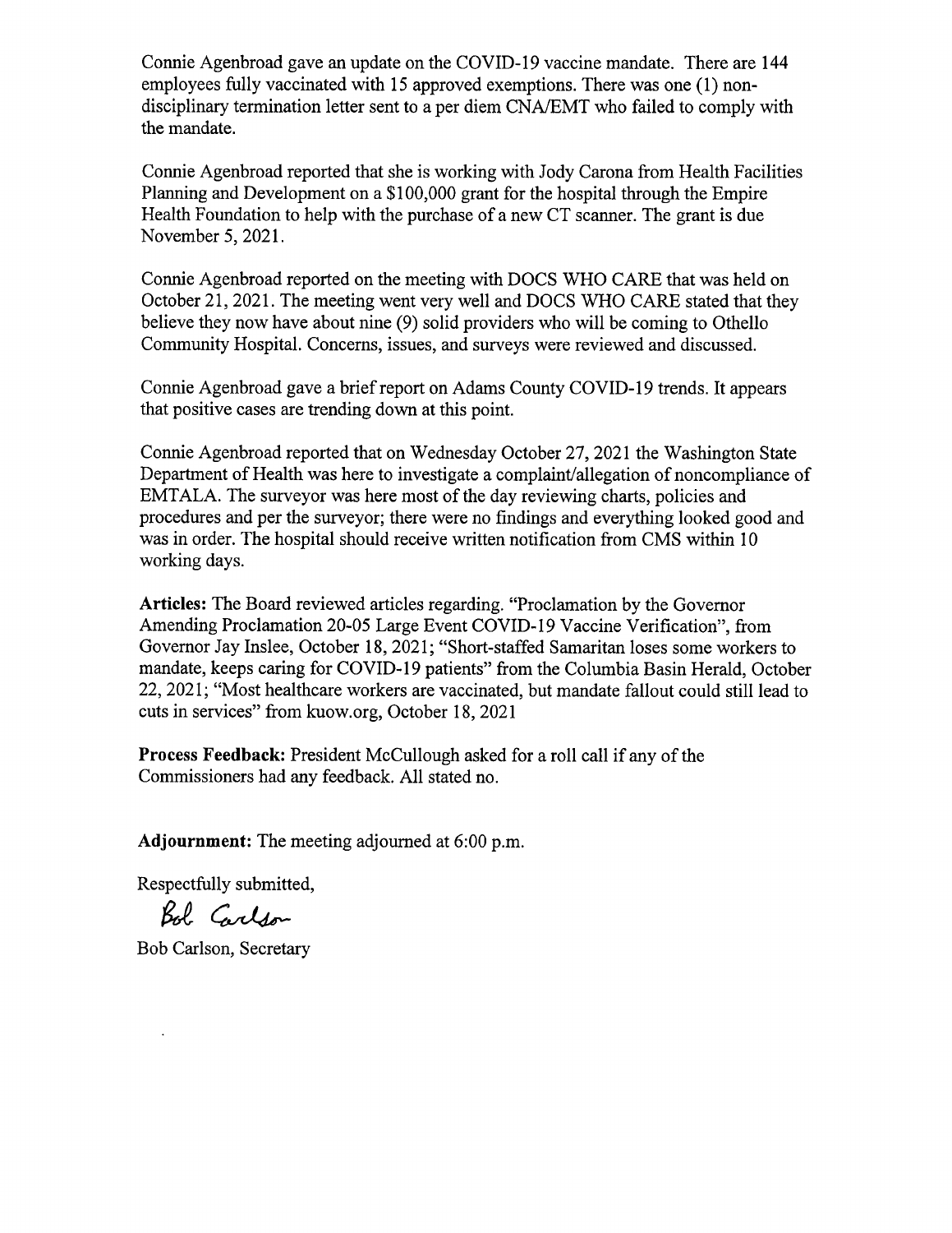Connie Agenbroad gave an update on the COVID-19 vaccine mandate. There are 144 employees fully vaccinated with 15 approved exemptions. There was one (1) non-disciplinary termination letter sent to a per diem CNA/EMT who failed to comply with the mandate.

Connie Agenbroad reported that she is working with Jody Carona from Health Facilities Planning and Development on a $100,000 grant for the hospital through the Empire Health Foundation to help with the purchase of a new CT scanner. The grant is due November 5, 2021.

Connie Agenbroad reported on the meeting with DOCS WHO CARE that was held on October 21, 2021. The meeting went very well and DOCS WHO CARE stated that they believe they now have about nine (9) solid providers who will be coming to Othello Community Hospital. Concerns, issues, and surveys were reviewed and discussed.

Connie Agenbroad gave a brief report on Adams County COVID-19 trends. It appears that positive cases are trending down at this point.

Connie Agenbroad reported that on Wednesday October 27, 2021 the Washington State Department of Health was here to investigate a complaint/allegation of noncompliance of EMTALA. The surveyor was here most of the day reviewing charts, policies and procedures and per the surveyor; there were no findings and everything looked good and was in order. The hospital should receive written notification from CMS within 10 working days.

**Articles:** The Board reviewed articles regarding. "Proclamation by the Governor Amending Proclamation 20-05 Large Event COVID-19 Vaccine Verification", from Governor Jay Inslee, October 18, 2021; "Short-staffed Samaritan loses some workers to mandate, keeps caring for COVID-19 patients" from the Columbia Basin Herald, October 22, 2021; "Most healthcare workers are vaccinated, but mandate fallout could still lead to cuts in services" from kuow.org, October 18, 2021

**Process Feedback:** President McCullough asked for a roll call if any of the Commissioners had any feedback. All stated no.

**Adjournment:** The meeting adjourned at 6:00 p.m.

Respectfully submitted,

Bob Carlson

Bob Carlson, Secretary